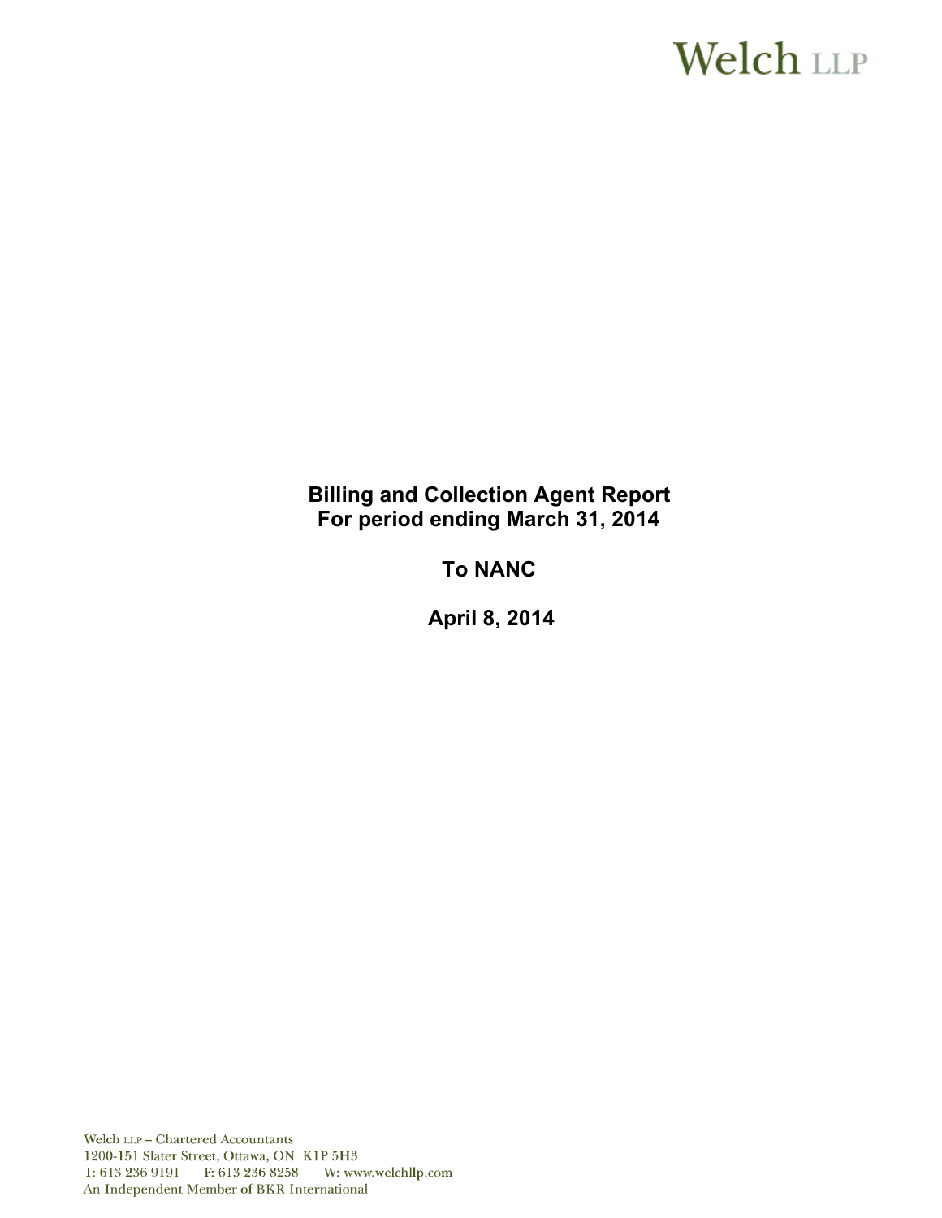Welch LLP

# Billing and Collection Agent Report
# For period ending March 31, 2014

# To NANC

# April 8, 2014

Welch LLP – Chartered Accountants
1200-151 Slater Street, Ottawa, ON K1P 5H3
T: 613 236 9191 F: 613 236 8258 W: www.welchllp.com
An Independent Member of BKR International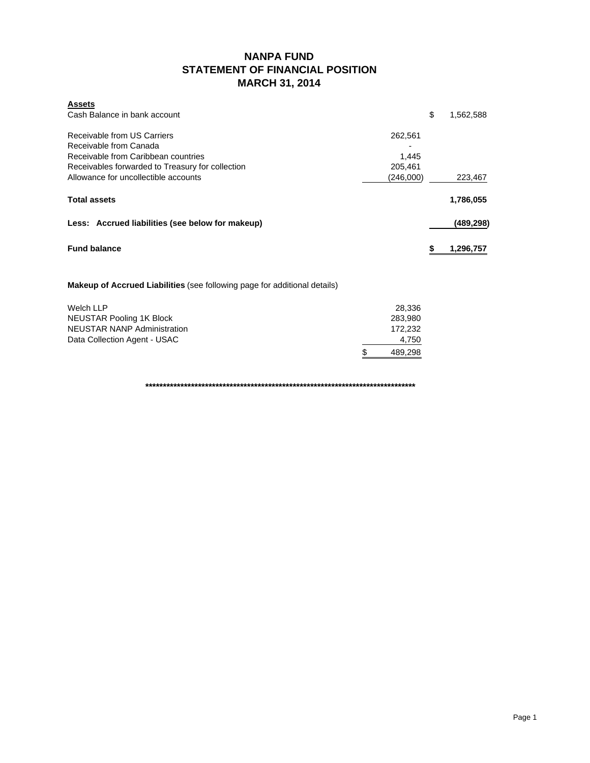# NANPA FUND
## STATEMENT OF FINANCIAL POSITION
## MARCH 31, 2014

| **Assets** | | |
|---|---|---|
| Cash Balance in bank account | | $ 1,562,588 |
| Receivable from US Carriers | 262,561 | |
| Receivable from Canada | - | |
| Receivable from Caribbean countries | 1,445 | |
| Receivables forwarded to Treasury for collection | 205,461 | |
| Allowance for uncollectible accounts | (246,000) | 223,467 |
| **Total assets** | | **1,786,055** |
| **Less: Accrued liabilities (see below for makeup)** | | **(489,298)** |
| **Fund balance** | | **$ 1,296,757** |

**Makeup of Accrued Liabilities** (see following page for additional details)

| | |
|---|---|
| Welch LLP | 28,336 |
| NEUSTAR Pooling 1K Block | 283,980 |
| NEUSTAR NANP Administration | 172,232 |
| Data Collection Agent - USAC | 4,750 |
| | $ 489,298 |

**********************************************************************************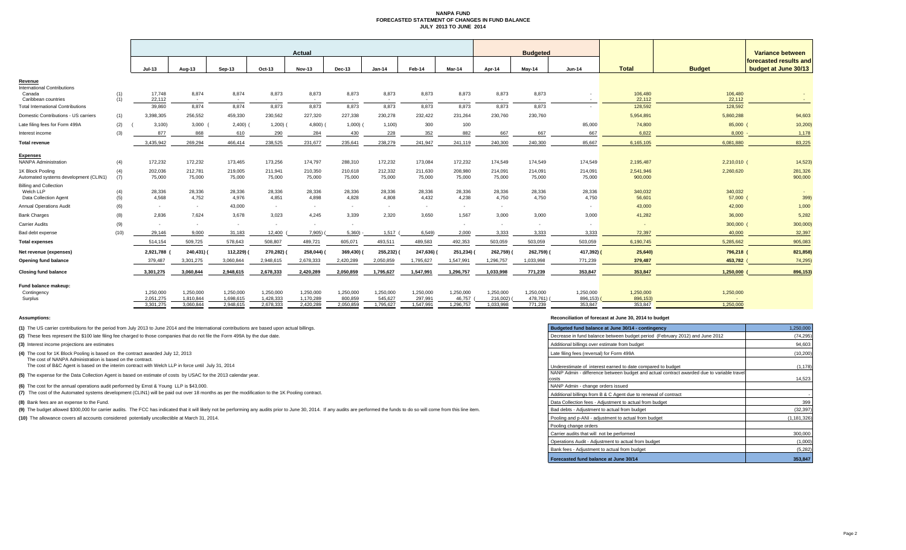# NANPA FUND
## FORECASTED STATEMENT OF CHANGES IN FUND BALANCE
### JULY 2013 TO JUNE 2014

| | | Actual | | | | | | | | | Budgeted | | | | | Variance between forecasted results and budget at June 30/13 |
|---|---|---|---|---|---|---|---|---|---|---|---|---|---|---|---|---|
| | | Jul-13 | Aug-13 | Sep-13 | Oct-13 | Nov-13 | Dec-13 | Jan-14 | Feb-14 | Mar-14 | Apr-14 | May-14 | Jun-14 | Total | Budget | |
| **Revenue** | | | | | | | | | | | | | | | | |
| International Contributions | | | | | | | | | | | | | | | | |
| Canada | (1) | 17,748 | 8,874 | 8,874 | 8,873 | 8,873 | 8,873 | 8,873 | 8,873 | 8,873 | 8,873 | 8,873 | - | 106,480 | 106,480 | - |
| Caribbean countries | (1) | 22,112 | - | - | - | - | - | - | - | - | - | - | - | 22,112 | 22,112 | - |
| Total International Contributions | | 39,860 | 8,874 | 8,874 | 8,873 | 8,873 | 8,873 | 8,873 | 8,873 | 8,873 | 8,873 | 8,873 | - | 128,592 | 128,592 | |
| Domestic Contributions - US carriers | (1) | 3,398,305 | 256,552 | 459,330 | 230,562 | 227,320 | 227,338 | 230,278 | 232,422 | 231,264 | 230,760 | 230,760 | | 5,954,891 | 5,860,288 | 94,603 |
| Late filing fees for Form 499A | (2) | (3,100) | 3,000 | (2,400) | (1,200) | (4,800) | (1,000) | (1,100) | 300 | 100 | | | 85,000 | 74,800 | 85,000 | (10,200) |
| Interest income | (3) | 877 | 868 | 610 | 290 | 284 | 430 | 228 | 352 | 882 | 667 | 667 | 667 | 6,822 | 8,000 | - 1,178 |
| **Total revenue** | | 3,435,942 | 269,294 | 466,414 | 238,525 | 231,677 | 235,641 | 238,279 | 241,947 | 241,119 | 240,300 | 240,300 | 85,667 | 6,165,105 | 6,081,880 | 83,225 |
| **Expenses** | | | | | | | | | | | | | | | | |
| NANPA Administration | (4) | 172,232 | 172,232 | 173,465 | 173,256 | 174,797 | 288,310 | 172,232 | 173,084 | 172,232 | 174,549 | 174,549 | 174,549 | 2,195,487 | 2,210,010 | (14,523) |
| 1K Block Pooling | (4) | 202,036 | 212,781 | 219,005 | 211,941 | 210,350 | 210,618 | 212,332 | 211,630 | 208,980 | 214,091 | 214,091 | 214,091 | 2,541,946 | 2,260,620 | 281,326 |
| Automated systems development (CLIN1) | (7) | 75,000 | 75,000 | 75,000 | 75,000 | 75,000 | 75,000 | 75,000 | 75,000 | 75,000 | 75,000 | 75,000 | 75,000 | 900,000 | | 900,000 |
| Billing and Collection | | | | | | | | | | | | | | | | |
| Welch LLP | (4) | 28,336 | 28,336 | 28,336 | 28,336 | 28,336 | 28,336 | 28,336 | 28,336 | 28,336 | 28,336 | 28,336 | 28,336 | 340,032 | 340,032 | - |
| Data Collection Agent | (5) | 4,568 | 4,752 | 4,976 | 4,851 | 4,898 | 4,828 | 4,808 | 4,432 | 4,238 | 4,750 | 4,750 | 4,750 | 56,601 | 57,000 | (399) |
| Annual Operations Audit | (6) | - | - | 43,000 | - | - | - | - | - | - | - | | - | 43,000 | 42,000 | 1,000 |
| Bank Charges | (8) | 2,836 | 7,624 | 3,678 | 3,023 | 4,245 | 3,339 | 2,320 | 3,650 | 1,567 | 3,000 | 3,000 | 3,000 | 41,282 | 36,000 | 5,282 |
| Carrier Audits | (9) | - | - | - | - | - | - | - | - | - | - | - | - | - | 300,000 | (300,000) |
| Bad debt expense | (10) | 29,146 | 9,000 | 31,183 | 12,400 | (7,905) | (5,360) | - 1,517 | (6,549) | 2,000 | 3,333 | 3,333 | 3,333 | 72,397 | 40,000 | 32,397 |
| **Total expenses** | | 514,154 | 509,725 | 578,643 | 508,807 | 489,721 | 605,071 | 493,511 | 489,583 | 492,353 | 503,059 | 503,059 | 503,059 | 6,190,745 | 5,285,662 | 905,083 |
| **Net revenue (expenses)** | | 2,921,788 | (240,431) | (112,229) | (270,282) | (258,044) | (369,430) | (255,232) | (247,636) | (251,234) | (262,759) | (262,759) | (417,392) | (25,640) | 796,218 | (821,858) |
| **Opening fund balance** | | 379,487 | 3,301,275 | 3,060,844 | 2,948,615 | 2,678,333 | 2,420,289 | 2,050,859 | 1,795,627 | 1,547,991 | 1,296,757 | 1,033,998 | 771,239 | 379,487 | 453,782 | (74,295) |
| **Closing fund balance** | | 3,301,275 | 3,060,844 | 2,948,615 | 2,678,333 | 2,420,289 | 2,050,859 | 1,795,627 | 1,547,991 | 1,296,757 | 1,033,998 | 771,239 | 353,847 | 353,847 | 1,250,000 | (896,153) |
| **Fund balance makeup:** | | | | | | | | | | | | | | | | |
| Contingency | | 1,250,000 | 1,250,000 | 1,250,000 | 1,250,000 | 1,250,000 | 1,250,000 | 1,250,000 | 1,250,000 | 1,250,000 | 1,250,000 | 1,250,000 | 1,250,000 | 1,250,000 | 1,250,000 | |
| Surplus | | 2,051,275 | 1,810,844 | 1,698,615 | 1,428,333 | 1,170,289 | 800,859 | 545,627 | 297,991 | 46,757 | (216,002) | (478,761) | (896,153) | (896,153) | - | |
| | | 3,301,275 | 3,060,844 | 2,948,615 | 2,678,333 | 2,420,289 | 2,050,859 | 1,795,627 | 1,547,991 | 1,296,757 | 1,033,998 | 771,239 | 353,847 | 353,847 | 1,250,000 | |

**Assumptions:**

**(1)** The US carrier contributions for the period from July 2013 to June 2014 and the International contributions are based upon actual billings.

**(2)** These fees represent the $100 late filing fee charged to those companies that do not file the Form 499A by the due date.

**(3)** Interest income projections are estimates

**(4)** The cost for 1K Block Pooling is based on the contract awarded July 12, 2013
The cost of NANPA Administration is based on the contract.
The cost of B&C Agent is based on the interim contract with Welch LLP in force until July 31, 2014

**(5)** The expense for the Data Collection Agent is based on estimate of costs by USAC for the 2013 calendar year.

**(6)** The cost for the annual operations audit performed by Ernst & Young LLP is $43,000.

**(7)** The cost of the Automated systems development (CLIN1) will be paid out over 18 months as per the modification to the 1K Pooling contract.

**(8)** Bank fees are an expense to the Fund.

**(9)** The budget allowed $300,000 for carrier audits. The FCC has indicated that it will likely not be performing any audits prior to June 30, 2014. If any audits are performed the funds to do so will come from this line item.

**(10)** The allowance covers all accounts considered potentially uncollectible at March 31, 2014.

**Reconciliation of forecast at June 30, 2014 to budget**

| Budgeted fund balance at June 30/14 - contingency | 1,250,000 |
|---|---|
| Decrease in fund balance between budget period (February 2012) and June 2012 | (74,295) |
| Additional billings over estimate from budget | 94,603 |
| Late filing fees (reversal) for Form 499A | (10,200) |
| Underestimate of interest earned to date compared to budget | (1,178) |
| NANP Admin - difference between budget and actual contract awarded due to variable travel costs | 14,523 |
| NANP Admin - change orders issued | |
| Additional billings from B & C Agent due to renewal of contract | - |
| Data Collection fees - Adjustment to actual from budget | 399 |
| Bad debts - Adjustment to actual from budget | (32,397) |
| Pooling and p-ANI - adjustment to actual from budget | (1,181,326) |
| Pooling change orders | |
| Carrier audits that will not be performed | 300,000 |
| Operations Audit - Adjustment to actual from budget | (1,000) |
| Bank fees - Adjustment to actual from budget | (5,282) |
| **Forecasted fund balance at June 30/14** | **353,847** |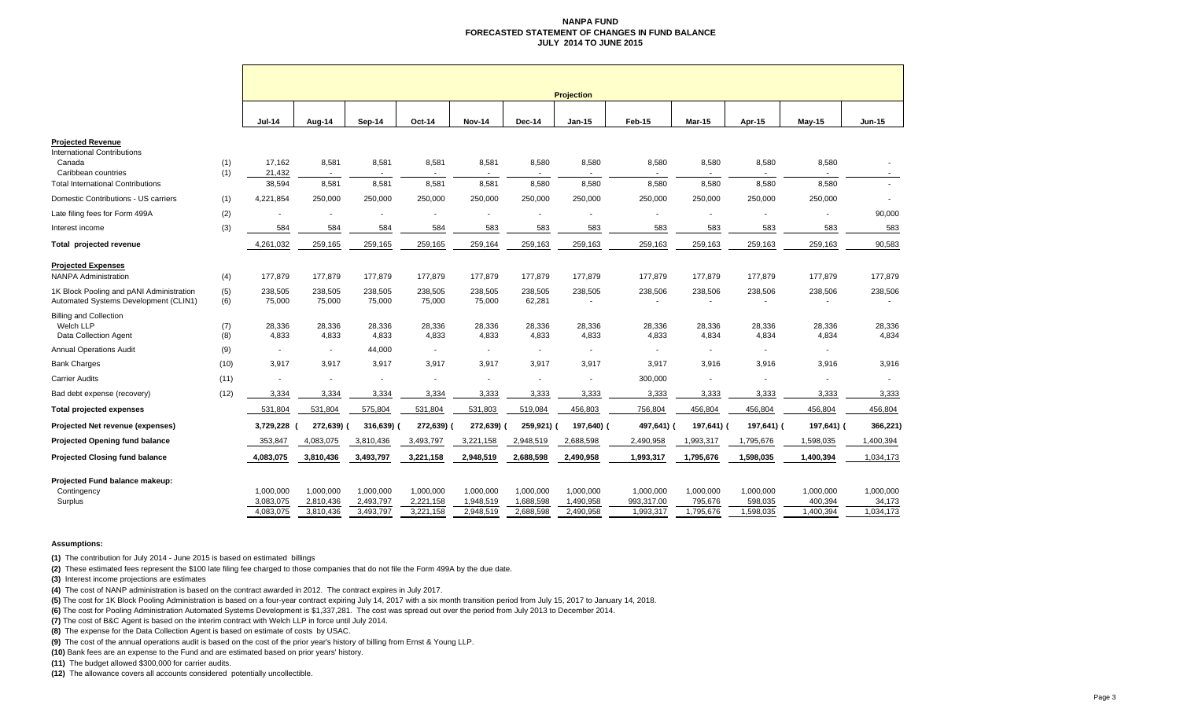# NANPA FUND
## FORECASTED STATEMENT OF CHANGES IN FUND BALANCE
### JULY 2014 TO JUNE 2015

| | | Projection | | | | | | | | | | | |
|---|---|---|---|---|---|---|---|---|---|---|---|---|---|
| | | Jul-14 | Aug-14 | Sep-14 | Oct-14 | Nov-14 | Dec-14 | Jan-15 | Feb-15 | Mar-15 | Apr-15 | May-15 | Jun-15 |
| **Projected Revenue** | | | | | | | | | | | | | |
| International Contributions | | | | | | | | | | | | | |
| Canada | (1) | 17,162 | 8,581 | 8,581 | 8,581 | 8,581 | 8,580 | 8,580 | 8,580 | 8,580 | 8,580 | 8,580 | - |
| Caribbean countries | (1) | 21,432 | - | - | - | - | - | - | - | - | - | - | - |
| Total International Contributions | | 38,594 | 8,581 | 8,581 | 8,581 | 8,581 | 8,580 | 8,580 | 8,580 | 8,580 | 8,580 | 8,580 | - |
| Domestic Contributions - US carriers | (1) | 4,221,854 | 250,000 | 250,000 | 250,000 | 250,000 | 250,000 | 250,000 | 250,000 | 250,000 | 250,000 | 250,000 | - |
| Late filing fees for Form 499A | (2) | - | - | - | - | - | - | - | - | - | - | - | 90,000 |
| Interest income | (3) | 584 | 584 | 584 | 584 | 583 | 583 | 583 | 583 | 583 | 583 | 583 | 583 |
| **Total projected revenue** | | 4,261,032 | 259,165 | 259,165 | 259,165 | 259,164 | 259,163 | 259,163 | 259,163 | 259,163 | 259,163 | 259,163 | 90,583 |
| **Projected Expenses** | | | | | | | | | | | | | |
| NANPA Administration | (4) | 177,879 | 177,879 | 177,879 | 177,879 | 177,879 | 177,879 | 177,879 | 177,879 | 177,879 | 177,879 | 177,879 | 177,879 |
| 1K Block Pooling and pANI Administration | (5) | 238,505 | 238,505 | 238,505 | 238,505 | 238,505 | 238,505 | 238,505 | 238,506 | 238,506 | 238,506 | 238,506 | 238,506 |
| Automated Systems Development (CLIN1) | (6) | 75,000 | 75,000 | 75,000 | 75,000 | 75,000 | 62,281 | - | - | - | - | - | - |
| Billing and Collection | | | | | | | | | | | | | |
| Welch LLP | (7) | 28,336 | 28,336 | 28,336 | 28,336 | 28,336 | 28,336 | 28,336 | 28,336 | 28,336 | 28,336 | 28,336 | 28,336 |
| Data Collection Agent | (8) | 4,833 | 4,833 | 4,833 | 4,833 | 4,833 | 4,833 | 4,833 | 4,833 | 4,834 | 4,834 | 4,834 | 4,834 |
| Annual Operations Audit | (9) | - | - | 44,000 | - | - | - | - | - | - | - | - | - |
| Bank Charges | (10) | 3,917 | 3,917 | 3,917 | 3,917 | 3,917 | 3,917 | 3,917 | 3,917 | 3,916 | 3,916 | 3,916 | 3,916 |
| Carrier Audits | (11) | - | - | - | - | - | - | - | 300,000 | - | - | - | - |
| Bad debt expense (recovery) | (12) | 3,334 | 3,334 | 3,334 | 3,334 | 3,333 | 3,333 | 3,333 | 3,333 | 3,333 | 3,333 | 3,333 | 3,333 |
| **Total projected expenses** | | 531,804 | 531,804 | 575,804 | 531,804 | 531,803 | 519,084 | 456,803 | 756,804 | 456,804 | 456,804 | 456,804 | 456,804 |
| **Projected Net revenue (expenses)** | | 3,729,228 | (272,639) | (316,639) | (272,639) | (272,639) | (259,921) | (197,640) | (497,641) | (197,641) | (197,641) | (197,641) | (366,221) |
| **Projected Opening fund balance** | | 353,847 | 4,083,075 | 3,810,436 | 3,493,797 | 3,221,158 | 2,948,519 | 2,688,598 | 2,490,958 | 1,993,317 | 1,795,676 | 1,598,035 | 1,400,394 |
| **Projected Closing fund balance** | | 4,083,075 | 3,810,436 | 3,493,797 | 3,221,158 | 2,948,519 | 2,688,598 | 2,490,958 | 1,993,317 | 1,795,676 | 1,598,035 | 1,400,394 | 1,034,173 |
| **Projected Fund balance makeup:** | | | | | | | | | | | | | |
| Contingency | | 1,000,000 | 1,000,000 | 1,000,000 | 1,000,000 | 1,000,000 | 1,000,000 | 1,000,000 | 1,000,000 | 1,000,000 | 1,000,000 | 1,000,000 | 1,000,000 |
| Surplus | | 3,083,075 | 2,810,436 | 2,493,797 | 2,221,158 | 1,948,519 | 1,688,598 | 1,490,958 | 993,317.00 | 795,676 | 598,035 | 400,394 | 34,173 |
| | | 4,083,075 | 3,810,436 | 3,493,797 | 3,221,158 | 2,948,519 | 2,688,598 | 2,490,958 | 1,993,317 | 1,795,676 | 1,598,035 | 1,400,394 | 1,034,173 |

**Assumptions:**

**(1)** The contribution for July 2014 - June 2015 is based on estimated billings

**(2)** These estimated fees represent the $100 late filing fee charged to those companies that do not file the Form 499A by the due date.

**(3)** Interest income projections are estimates

**(4)** The cost of NANP administration is based on the contract awarded in 2012. The contract expires in July 2017.

**(5)** The cost for 1K Block Pooling Administration is based on a four-year contract expiring July 14, 2017 with a six month transition period from July 15, 2017 to January 14, 2018.

**(6)** The cost for Pooling Administration Automated Systems Development is $1,337,281. The cost was spread out over the period from July 2013 to December 2014.

**(7)** The cost of B&C Agent is based on the interim contract with Welch LLP in force until July 2014.

**(8)** The expense for the Data Collection Agent is based on estimate of costs by USAC.

**(9)** The cost of the annual operations audit is based on the cost of the prior year's history of billing from Ernst & Young LLP.

**(10)** Bank fees are an expense to the Fund and are estimated based on prior years' history.

**(11)** The budget allowed $300,000 for carrier audits.

**(12)** The allowance covers all accounts considered potentially uncollectible.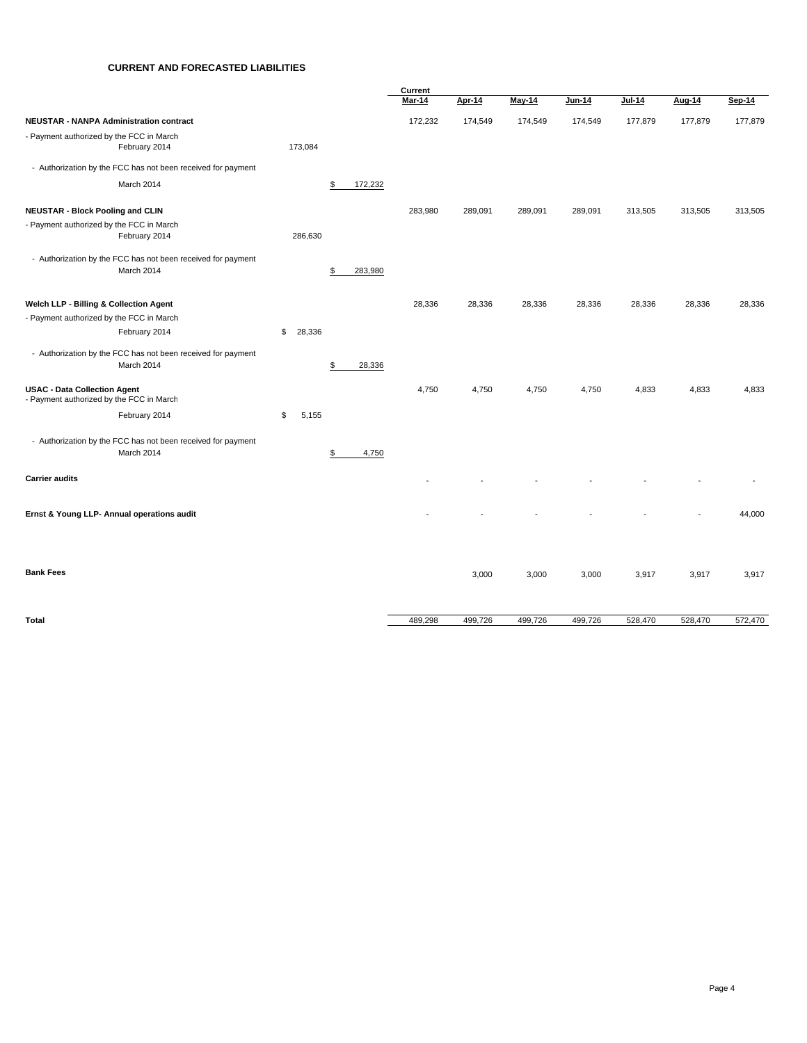## CURRENT AND FORECASTED LIABILITIES

| | | | Current Mar-14 | Apr-14 | May-14 | Jun-14 | Jul-14 | Aug-14 | Sep-14 |
|---|---|---|---|---|---|---|---|---|---|
| **NEUSTAR - NANPA Administration contract** | | | 172,232 | 174,549 | 174,549 | 174,549 | 177,879 | 177,879 | 177,879 |
| - Payment authorized by the FCC in March February 2014 | 173,084 | | | | | | | | |
| - Authorization by the FCC has not been received for payment March 2014 | | $ 172,232 | | | | | | | |
| **NEUSTAR - Block Pooling and CLIN** | | | 283,980 | 289,091 | 289,091 | 289,091 | 313,505 | 313,505 | 313,505 |
| - Payment authorized by the FCC in March February 2014 | 286,630 | | | | | | | | |
| - Authorization by the FCC has not been received for payment March 2014 | | $ 283,980 | | | | | | | |
| **Welch LLP - Billing & Collection Agent** | | | 28,336 | 28,336 | 28,336 | 28,336 | 28,336 | 28,336 | 28,336 |
| - Payment authorized by the FCC in March February 2014 | $ 28,336 | | | | | | | | |
| - Authorization by the FCC has not been received for payment March 2014 | | $ 28,336 | | | | | | | |
| **USAC - Data Collection Agent** | | | 4,750 | 4,750 | 4,750 | 4,750 | 4,833 | 4,833 | 4,833 |
| - Payment authorized by the FCC in March February 2014 | $ 5,155 | | | | | | | | |
| - Authorization by the FCC has not been received for payment March 2014 | | $ 4,750 | | | | | | | |
| **Carrier audits** | | | - | - | - | - | - | - | - |
| **Ernst & Young LLP- Annual operations audit** | | | - | - | - | - | - | - | 44,000 |
| **Bank Fees** | | | | 3,000 | 3,000 | 3,000 | 3,917 | 3,917 | 3,917 |
| **Total** | | | 489,298 | 499,726 | 499,726 | 499,726 | 528,470 | 528,470 | 572,470 |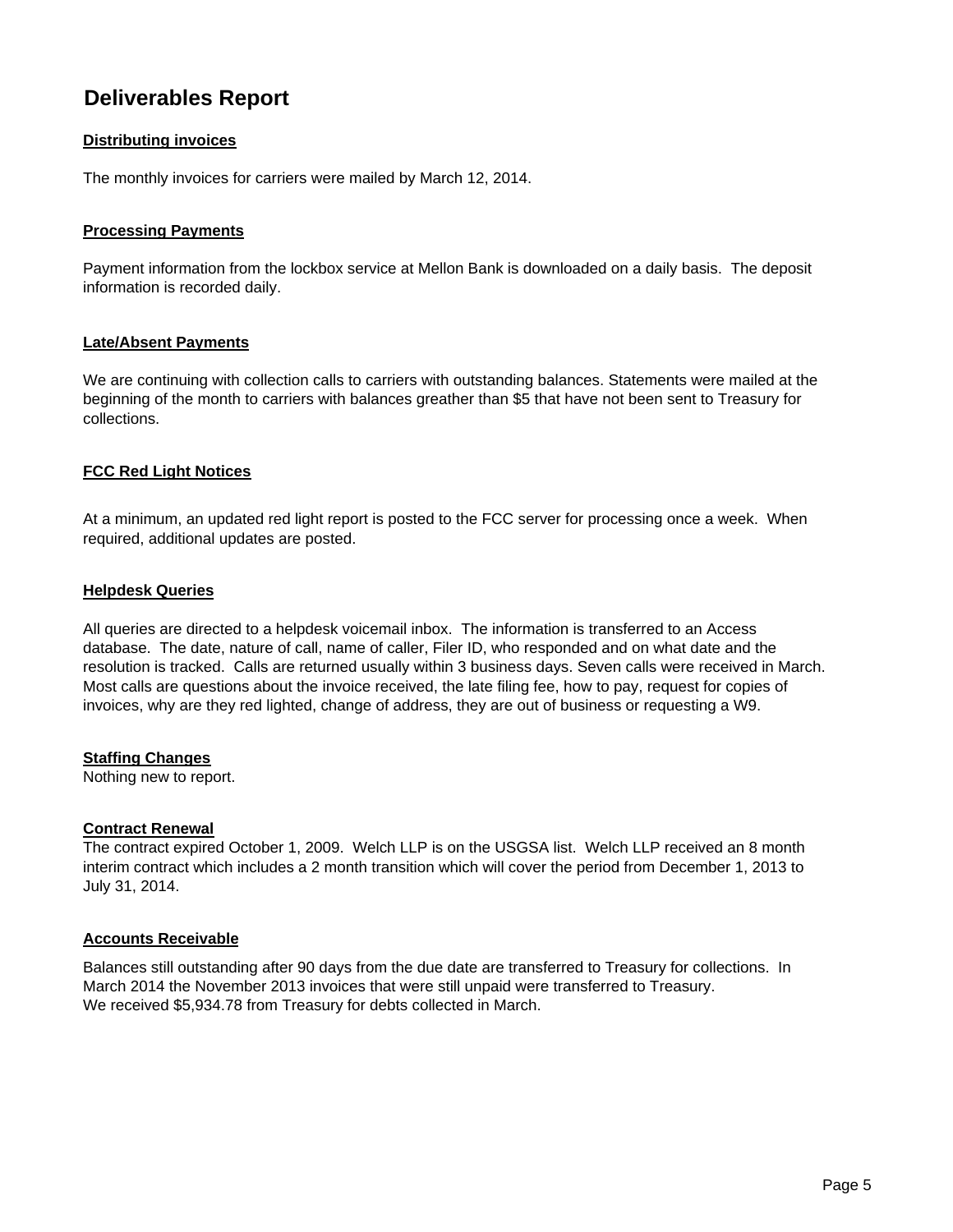# Deliverables Report

**Distributing invoices**

The monthly invoices for carriers were mailed by March 12, 2014.

**Processing Payments**

Payment information from the lockbox service at Mellon Bank is downloaded on a daily basis. The deposit information is recorded daily.

**Late/Absent Payments**

We are continuing with collection calls to carriers with outstanding balances. Statements were mailed at the beginning of the month to carriers with balances greather than $5 that have not been sent to Treasury for collections.

**FCC Red Light Notices**

At a minimum, an updated red light report is posted to the FCC server for processing once a week. When required, additional updates are posted.

**Helpdesk Queries**

All queries are directed to a helpdesk voicemail inbox. The information is transferred to an Access database. The date, nature of call, name of caller, Filer ID, who responded and on what date and the resolution is tracked. Calls are returned usually within 3 business days. Seven calls were received in March. Most calls are questions about the invoice received, the late filing fee, how to pay, request for copies of invoices, why are they red lighted, change of address, they are out of business or requesting a W9.

**Staffing Changes**

Nothing new to report.

**Contract Renewal**

The contract expired October 1, 2009. Welch LLP is on the USGSA list. Welch LLP received an 8 month interim contract which includes a 2 month transition which will cover the period from December 1, 2013 to July 31, 2014.

**Accounts Receivable**

Balances still outstanding after 90 days from the due date are transferred to Treasury for collections. In March 2014 the November 2013 invoices that were still unpaid were transferred to Treasury.
We received $5,934.78 from Treasury for debts collected in March.